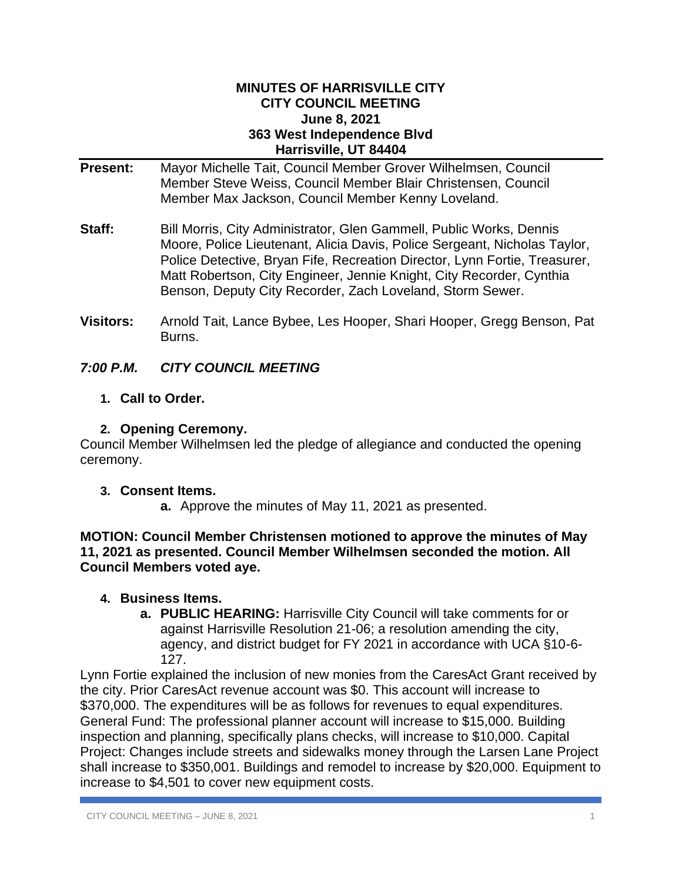# MINUTES OF HARRISVILLE CITY
# CITY COUNCIL MEETING
# June 8, 2021
# 363 West Independence Blvd
# Harrisville, UT 84404

**Present:** Mayor Michelle Tait, Council Member Grover Wilhelmsen, Council Member Steve Weiss, Council Member Blair Christensen, Council Member Max Jackson, Council Member Kenny Loveland.

**Staff:** Bill Morris, City Administrator, Glen Gammell, Public Works, Dennis Moore, Police Lieutenant, Alicia Davis, Police Sergeant, Nicholas Taylor, Police Detective, Bryan Fife, Recreation Director, Lynn Fortie, Treasurer, Matt Robertson, City Engineer, Jennie Knight, City Recorder, Cynthia Benson, Deputy City Recorder, Zach Loveland, Storm Sewer.

**Visitors:** Arnold Tait, Lance Bybee, Les Hooper, Shari Hooper, Gregg Benson, Pat Burns.

## *7:00 P.M. CITY COUNCIL MEETING*

1. **Call to Order.**

2. **Opening Ceremony.**

Council Member Wilhelmsen led the pledge of allegiance and conducted the opening ceremony.

3. **Consent Items.**
   - **a.** Approve the minutes of May 11, 2021 as presented.

**MOTION: Council Member Christensen motioned to approve the minutes of May 11, 2021 as presented. Council Member Wilhelmsen seconded the motion. All Council Members voted aye.**

4. **Business Items.**
   - **a. PUBLIC HEARING:** Harrisville City Council will take comments for or against Harrisville Resolution 21-06; a resolution amending the city, agency, and district budget for FY 2021 in accordance with UCA §10-6-127.

Lynn Fortie explained the inclusion of new monies from the CaresAct Grant received by the city. Prior CaresAct revenue account was $0. This account will increase to $370,000. The expenditures will be as follows for revenues to equal expenditures. General Fund: The professional planner account will increase to $15,000. Building inspection and planning, specifically plans checks, will increase to $10,000. Capital Project: Changes include streets and sidewalks money through the Larsen Lane Project shall increase to $350,001. Buildings and remodel to increase by $20,000. Equipment to increase to $4,501 to cover new equipment costs.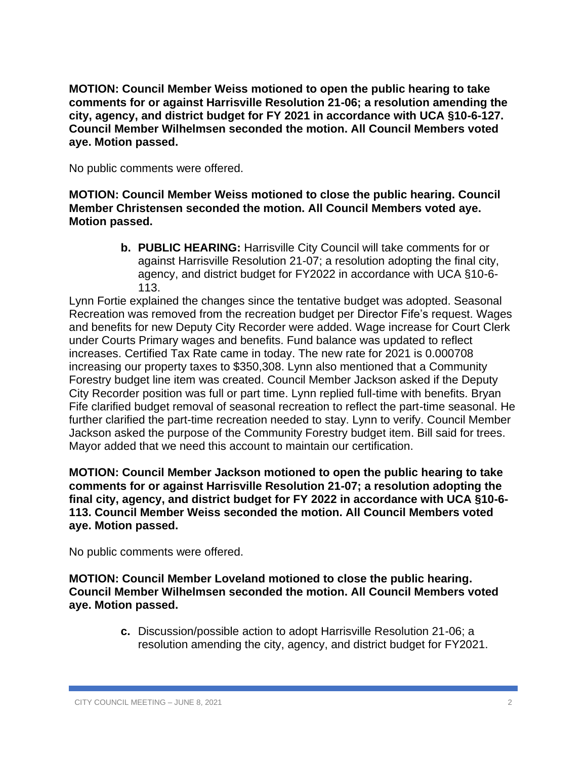**MOTION: Council Member Weiss motioned to open the public hearing to take comments for or against Harrisville Resolution 21-06; a resolution amending the city, agency, and district budget for FY 2021 in accordance with UCA §10-6-127. Council Member Wilhelmsen seconded the motion. All Council Members voted aye. Motion passed.**

No public comments were offered.

**MOTION: Council Member Weiss motioned to close the public hearing. Council Member Christensen seconded the motion. All Council Members voted aye. Motion passed.**

**b. PUBLIC HEARING:** Harrisville City Council will take comments for or against Harrisville Resolution 21-07; a resolution adopting the final city, agency, and district budget for FY2022 in accordance with UCA §10-6-113.

Lynn Fortie explained the changes since the tentative budget was adopted. Seasonal Recreation was removed from the recreation budget per Director Fife's request. Wages and benefits for new Deputy City Recorder were added. Wage increase for Court Clerk under Courts Primary wages and benefits. Fund balance was updated to reflect increases. Certified Tax Rate came in today. The new rate for 2021 is 0.000708 increasing our property taxes to $350,308. Lynn also mentioned that a Community Forestry budget line item was created. Council Member Jackson asked if the Deputy City Recorder position was full or part time. Lynn replied full-time with benefits. Bryan Fife clarified budget removal of seasonal recreation to reflect the part-time seasonal. He further clarified the part-time recreation needed to stay. Lynn to verify. Council Member Jackson asked the purpose of the Community Forestry budget item. Bill said for trees. Mayor added that we need this account to maintain our certification.

**MOTION: Council Member Jackson motioned to open the public hearing to take comments for or against Harrisville Resolution 21-07; a resolution adopting the final city, agency, and district budget for FY 2022 in accordance with UCA §10-6-113. Council Member Weiss seconded the motion. All Council Members voted aye. Motion passed.**

No public comments were offered.

**MOTION: Council Member Loveland motioned to close the public hearing. Council Member Wilhelmsen seconded the motion. All Council Members voted aye. Motion passed.**

**c.** Discussion/possible action to adopt Harrisville Resolution 21-06; a resolution amending the city, agency, and district budget for FY2021.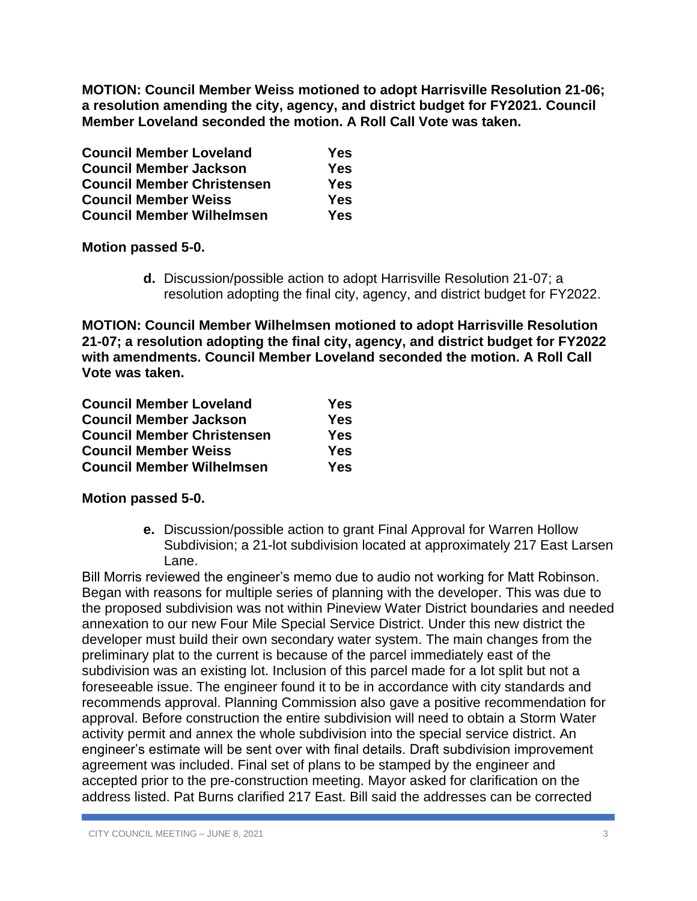**MOTION: Council Member Weiss motioned to adopt Harrisville Resolution 21-06; a resolution amending the city, agency, and district budget for FY2021. Council Member Loveland seconded the motion. A Roll Call Vote was taken.**

| | |
|---|---|
| **Council Member Loveland** | **Yes** |
| **Council Member Jackson** | **Yes** |
| **Council Member Christensen** | **Yes** |
| **Council Member Weiss** | **Yes** |
| **Council Member Wilhelmsen** | **Yes** |

**Motion passed 5-0.**

**d.** Discussion/possible action to adopt Harrisville Resolution 21-07; a resolution adopting the final city, agency, and district budget for FY2022.

**MOTION: Council Member Wilhelmsen motioned to adopt Harrisville Resolution 21-07; a resolution adopting the final city, agency, and district budget for FY2022 with amendments. Council Member Loveland seconded the motion. A Roll Call Vote was taken.**

| | |
|---|---|
| **Council Member Loveland** | **Yes** |
| **Council Member Jackson** | **Yes** |
| **Council Member Christensen** | **Yes** |
| **Council Member Weiss** | **Yes** |
| **Council Member Wilhelmsen** | **Yes** |

**Motion passed 5-0.**

**e.** Discussion/possible action to grant Final Approval for Warren Hollow Subdivision; a 21-lot subdivision located at approximately 217 East Larsen Lane.

Bill Morris reviewed the engineer's memo due to audio not working for Matt Robinson. Began with reasons for multiple series of planning with the developer. This was due to the proposed subdivision was not within Pineview Water District boundaries and needed annexation to our new Four Mile Special Service District. Under this new district the developer must build their own secondary water system. The main changes from the preliminary plat to the current is because of the parcel immediately east of the subdivision was an existing lot. Inclusion of this parcel made for a lot split but not a foreseeable issue. The engineer found it to be in accordance with city standards and recommends approval. Planning Commission also gave a positive recommendation for approval. Before construction the entire subdivision will need to obtain a Storm Water activity permit and annex the whole subdivision into the special service district. An engineer's estimate will be sent over with final details. Draft subdivision improvement agreement was included. Final set of plans to be stamped by the engineer and accepted prior to the pre-construction meeting. Mayor asked for clarification on the address listed. Pat Burns clarified 217 East. Bill said the addresses can be corrected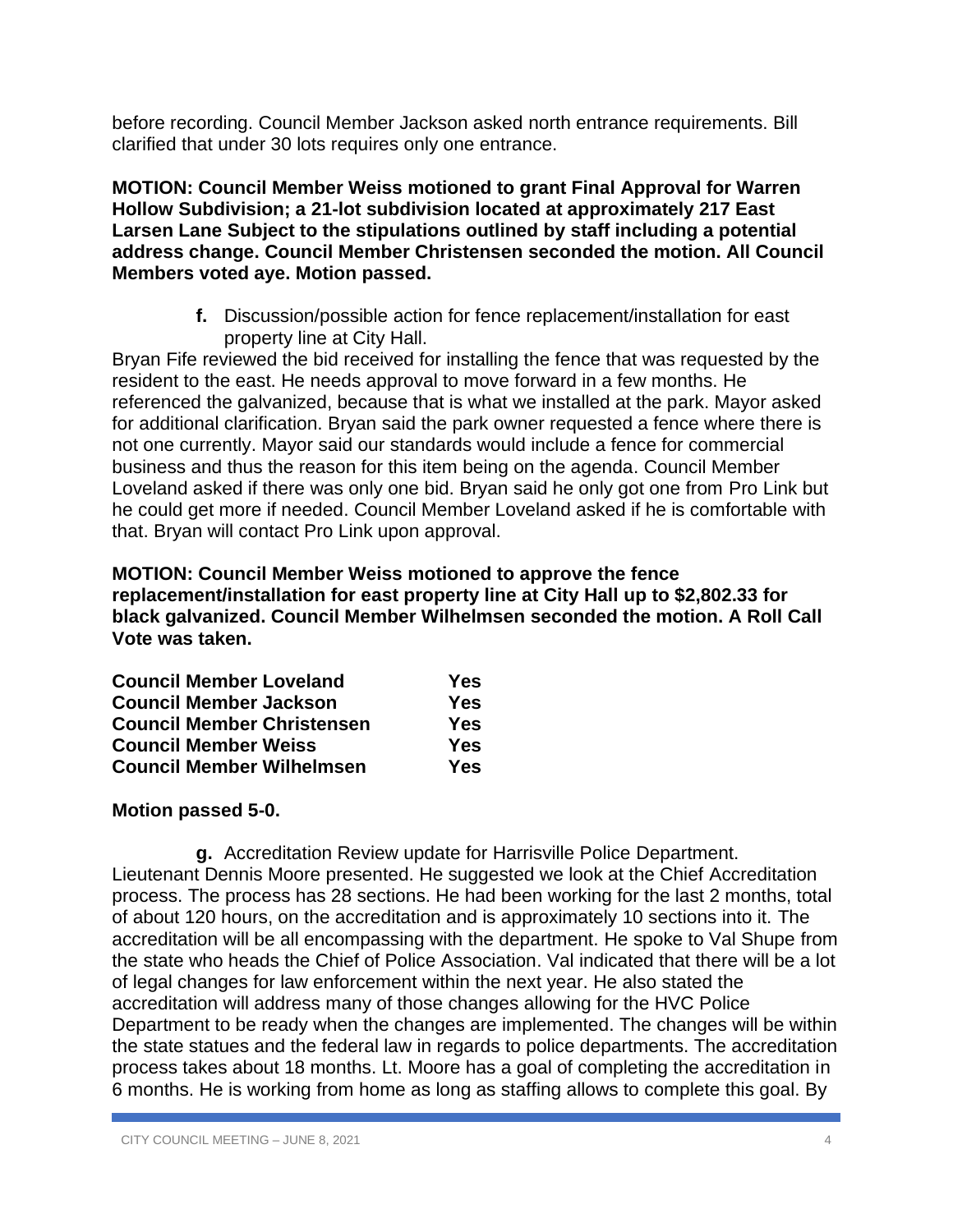before recording. Council Member Jackson asked north entrance requirements. Bill clarified that under 30 lots requires only one entrance.

**MOTION: Council Member Weiss motioned to grant Final Approval for Warren Hollow Subdivision; a 21-lot subdivision located at approximately 217 East Larsen Lane Subject to the stipulations outlined by staff including a potential address change. Council Member Christensen seconded the motion. All Council Members voted aye. Motion passed.**

**f.** Discussion/possible action for fence replacement/installation for east property line at City Hall.

Bryan Fife reviewed the bid received for installing the fence that was requested by the resident to the east. He needs approval to move forward in a few months. He referenced the galvanized, because that is what we installed at the park. Mayor asked for additional clarification. Bryan said the park owner requested a fence where there is not one currently. Mayor said our standards would include a fence for commercial business and thus the reason for this item being on the agenda. Council Member Loveland asked if there was only one bid. Bryan said he only got one from Pro Link but he could get more if needed. Council Member Loveland asked if he is comfortable with that. Bryan will contact Pro Link upon approval.

**MOTION: Council Member Weiss motioned to approve the fence replacement/installation for east property line at City Hall up to $2,802.33 for black galvanized. Council Member Wilhelmsen seconded the motion. A Roll Call Vote was taken.**

| | |
|---|---|
| **Council Member Loveland** | **Yes** |
| **Council Member Jackson** | **Yes** |
| **Council Member Christensen** | **Yes** |
| **Council Member Weiss** | **Yes** |
| **Council Member Wilhelmsen** | **Yes** |

**Motion passed 5-0.**

**g.** Accreditation Review update for Harrisville Police Department.

Lieutenant Dennis Moore presented. He suggested we look at the Chief Accreditation process. The process has 28 sections. He had been working for the last 2 months, total of about 120 hours, on the accreditation and is approximately 10 sections into it. The accreditation will be all encompassing with the department. He spoke to Val Shupe from the state who heads the Chief of Police Association. Val indicated that there will be a lot of legal changes for law enforcement within the next year. He also stated the accreditation will address many of those changes allowing for the HVC Police Department to be ready when the changes are implemented. The changes will be within the state statues and the federal law in regards to police departments. The accreditation process takes about 18 months. Lt. Moore has a goal of completing the accreditation in 6 months. He is working from home as long as staffing allows to complete this goal. By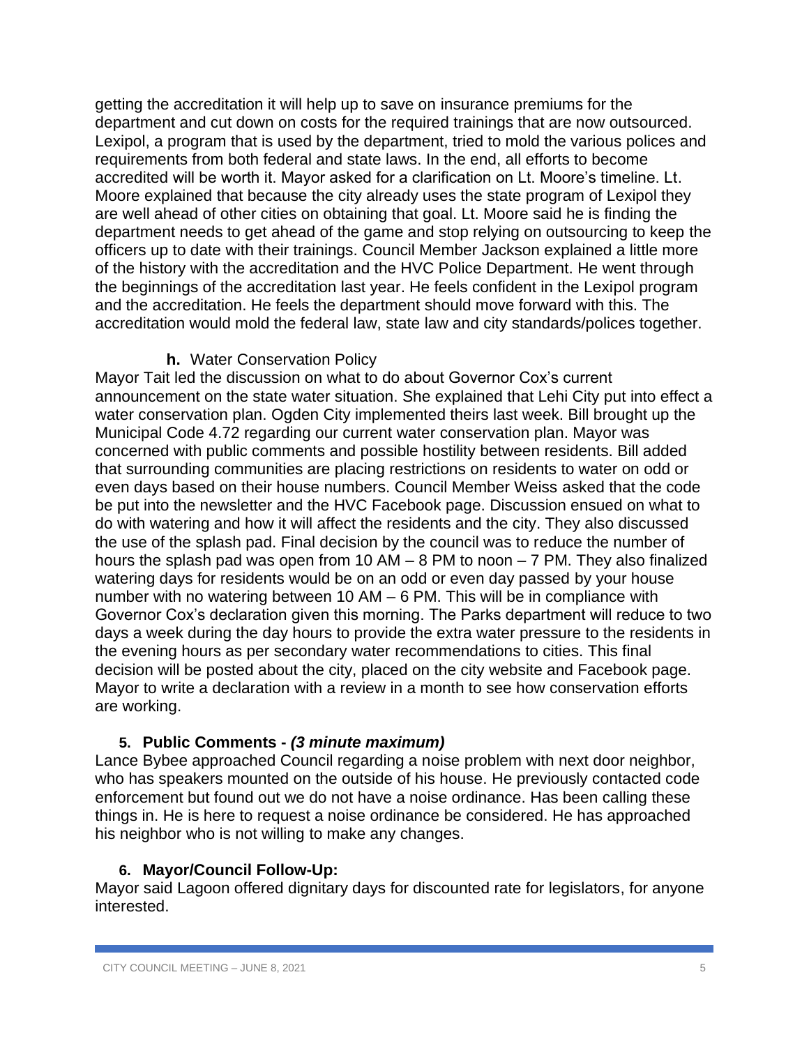getting the accreditation it will help up to save on insurance premiums for the department and cut down on costs for the required trainings that are now outsourced. Lexipol, a program that is used by the department, tried to mold the various polices and requirements from both federal and state laws. In the end, all efforts to become accredited will be worth it. Mayor asked for a clarification on Lt. Moore's timeline. Lt. Moore explained that because the city already uses the state program of Lexipol they are well ahead of other cities on obtaining that goal. Lt. Moore said he is finding the department needs to get ahead of the game and stop relying on outsourcing to keep the officers up to date with their trainings. Council Member Jackson explained a little more of the history with the accreditation and the HVC Police Department. He went through the beginnings of the accreditation last year. He feels confident in the Lexipol program and the accreditation. He feels the department should move forward with this. The accreditation would mold the federal law, state law and city standards/polices together.

**h.** Water Conservation Policy

Mayor Tait led the discussion on what to do about Governor Cox's current announcement on the state water situation. She explained that Lehi City put into effect a water conservation plan. Ogden City implemented theirs last week. Bill brought up the Municipal Code 4.72 regarding our current water conservation plan. Mayor was concerned with public comments and possible hostility between residents. Bill added that surrounding communities are placing restrictions on residents to water on odd or even days based on their house numbers. Council Member Weiss asked that the code be put into the newsletter and the HVC Facebook page. Discussion ensued on what to do with watering and how it will affect the residents and the city. They also discussed the use of the splash pad. Final decision by the council was to reduce the number of hours the splash pad was open from 10 AM – 8 PM to noon – 7 PM. They also finalized watering days for residents would be on an odd or even day passed by your house number with no watering between 10 AM – 6 PM. This will be in compliance with Governor Cox's declaration given this morning. The Parks department will reduce to two days a week during the day hours to provide the extra water pressure to the residents in the evening hours as per secondary water recommendations to cities. This final decision will be posted about the city, placed on the city website and Facebook page. Mayor to write a declaration with a review in a month to see how conservation efforts are working.

## 5. Public Comments - *(3 minute maximum)*

Lance Bybee approached Council regarding a noise problem with next door neighbor, who has speakers mounted on the outside of his house. He previously contacted code enforcement but found out we do not have a noise ordinance. Has been calling these things in. He is here to request a noise ordinance be considered. He has approached his neighbor who is not willing to make any changes.

## 6. Mayor/Council Follow-Up:

Mayor said Lagoon offered dignitary days for discounted rate for legislators, for anyone interested.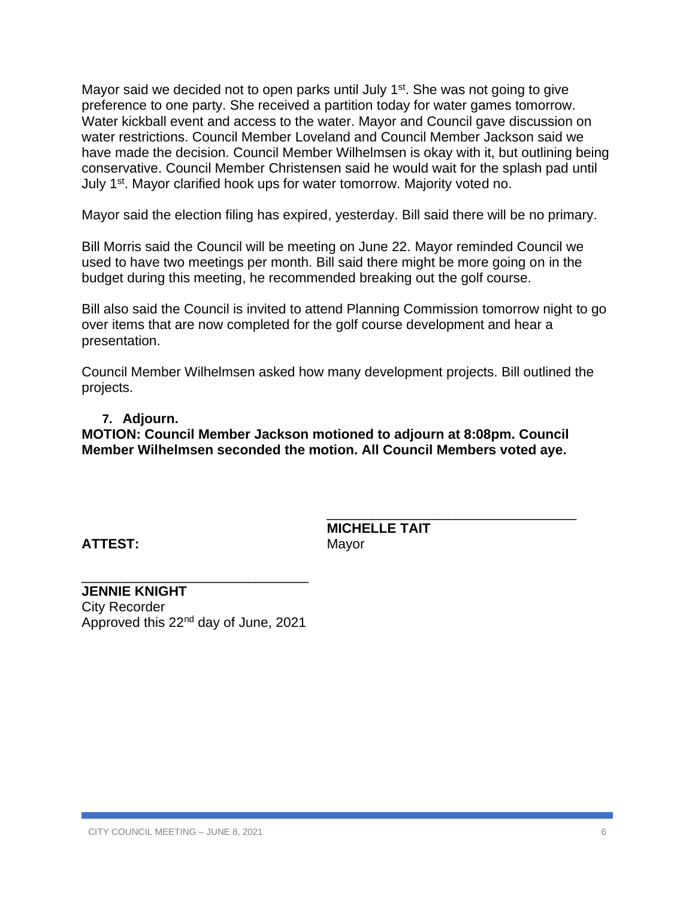Mayor said we decided not to open parks until July 1st. She was not going to give preference to one party. She received a partition today for water games tomorrow. Water kickball event and access to the water. Mayor and Council gave discussion on water restrictions. Council Member Loveland and Council Member Jackson said we have made the decision. Council Member Wilhelmsen is okay with it, but outlining being conservative. Council Member Christensen said he would wait for the splash pad until July 1st. Mayor clarified hook ups for water tomorrow. Majority voted no.

Mayor said the election filing has expired, yesterday. Bill said there will be no primary.

Bill Morris said the Council will be meeting on June 22. Mayor reminded Council we used to have two meetings per month. Bill said there might be more going on in the budget during this meeting, he recommended breaking out the golf course.

Bill also said the Council is invited to attend Planning Commission tomorrow night to go over items that are now completed for the golf course development and hear a presentation.

Council Member Wilhelmsen asked how many development projects. Bill outlined the projects.

**7. Adjourn.**

**MOTION: Council Member Jackson motioned to adjourn at 8:08pm. Council Member Wilhelmsen seconded the motion. All Council Members voted aye.**

\_\_\_\_\_\_\_\_\_\_\_\_\_\_\_\_\_\_\_\_\_\_\_\_\_\_\_\_\_\_\_\_\_\_

**MICHELLE TAIT**
Mayor

**ATTEST:**

\_\_\_\_\_\_\_\_\_\_\_\_\_\_\_\_\_\_\_\_\_\_\_\_\_\_\_\_\_\_\_

**JENNIE KNIGHT**
City Recorder
Approved this 22nd day of June, 2021